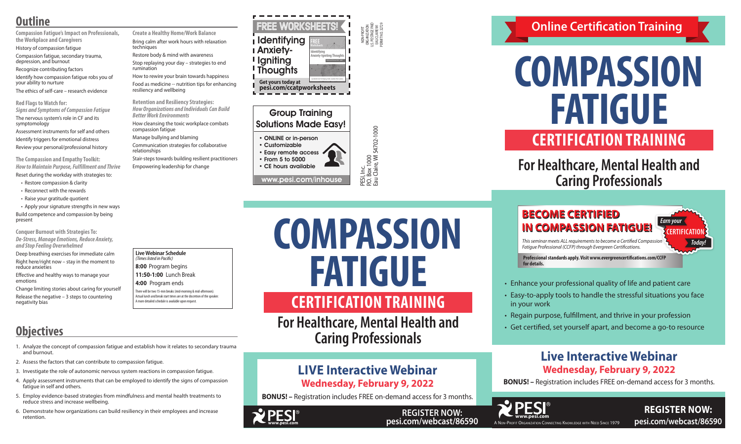## Outline

**Compassion Fatigue's Impact on Professionals, the Workplace and Caregivers**

History of compassion fatigue

Compassion fatigue, secondary trauma, depression, and burnout

Recognize contributing factors

Identify how compassion fatigue robs you of your ability to nurture

The ethics of self-care – research evidence

**Red Flags to Watch for:**
***Signs and Symptoms of Compassion Fatigue***

The nervous system's role in CF and its symptomology

Assessment instruments for self and others

Identify triggers for emotional distress

Review your personal/professional history

**The Compassion and Empathy Toolkit:**
***How to Maintain Purpose, Fulfillment and Thrive***

Reset during the workday with strategies to:

- Restore compassion & clarity
- Reconnect with the rewards
- Raise your gratitude quotient
- Apply your signature strengths in new ways

Build competence and compassion by being present

**Conquer Burnout with Strategies To:**
***De-Stress, Manage Emotions, Reduce Anxiety, and Stop Feeling Overwhelmed***

Deep breathing exercises for immediate calm

Right here/right now – stay in the moment to reduce anxieties

Effective and healthy ways to manage your emotions

Change limiting stories about caring for yourself

Release the negative – 3 steps to countering negativity bias

**Create a Healthy Home/Work Balance**

Bring calm after work hours with relaxation techniques

Restore body & mind with awareness

Stop replaying your day – strategies to end rumination

How to rewire your brain towards happiness

Food as medicine -- nutrition tips for enhancing resiliency and wellbeing

**Retention and Resiliency Strategies:**
***How Organizations and Individuals Can Build Better Work Environments***

How cleansing the toxic workplace combats compassion fatigue

Manage bullying and blaming

Communication strategies for collaborative relationships

Stair-steps towards building resilient practitioners

Empowering leadership for change

**Live Webinar Schedule**
*(Times listed in Pacific)*

**8:00** Program begins

**11:50-1:00** Lunch Break

**4:00** Program ends

There will be two 15-min breaks (mid-morning & mid-afternoon). Actual lunch and break start times are at the discretion of the speaker. A more detailed schedule is available upon request.

## Objectives

1. Analyze the concept of compassion fatigue and establish how it relates to secondary trauma and burnout.
2. Assess the factors that can contribute to compassion fatigue.
3. Investigate the role of autonomic nervous system reactions in compassion fatigue.
4. Apply assessment instruments that can be employed to identify the signs of compassion fatigue in self and others.
5. Employ evidence-based strategies from mindfulness and mental health treatments to reduce stress and increase wellbeing.
6. Demonstrate how organizations can build resiliency in their employees and increase retention.

**FREE WORKSHEETS!**

**Identifying Anxiety-Igniting Thoughts**

Get yours today at **pesi.com/ccatpworksheets**

NON-PROFIT ORGANIZATION U.S. POSTAGE PAID EAU CLAIRE WI PERMIT NO. 32729

**Group Training Solutions Made Easy!**

- ONLINE or in-person
- Customizable
- Easy remote access
- From 5 to 5000
- CE hours available

www.pesi.com/inhouse

PESI, Inc.
P.O. Box 1000
Eau Claire, WI 54702-1000

# COMPASSION FATIGUE

## CERTIFICATION TRAINING

### For Healthcare, Mental Health and Caring Professionals

### LIVE Interactive Webinar

**Wednesday, February 9, 2022**

**BONUS! –** Registration includes FREE on-demand access for 3 months.

PESI® www.pesi.com

**REGISTER NOW: pesi.com/webcast/86590**

**Online Certification Training**

# COMPASSION FATIGUE

## CERTIFICATION TRAINING

### For Healthcare, Mental Health and Caring Professionals

**BECOME CERTIFIED IN COMPASSION FATIGUE!**

*Earn your* **CERTIFICATION** *Today!*

*This seminar meets ALL requirements to become a Certified Compassion Fatigue Professional (CCFP) through Evergreen Certifications.*

**Professional standards apply. Visit www.evergreencertifications.com/CCFP for details.**

- Enhance your professional quality of life and patient care
- Easy-to-apply tools to handle the stressful situations you face in your work
- Regain purpose, fulfillment, and thrive in your profession
- Get certified, set yourself apart, and become a go-to resource

### Live Interactive Webinar

**Wednesday, February 9, 2022**

**BONUS! –** Registration includes FREE on-demand access for 3 months.

PESI® www.pesi.com

A Non-Profit Organization Connecting Knowledge with Need Since 1979

**REGISTER NOW: pesi.com/webcast/86590**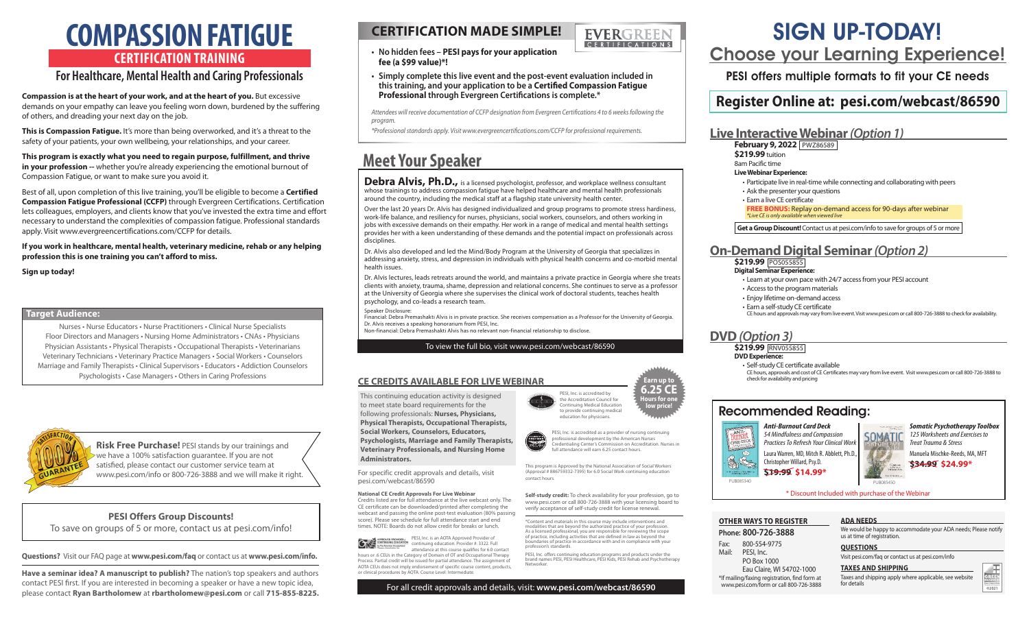# COMPASSION FATIGUE

## CERTIFICATION TRAINING

### For Healthcare, Mental Health and Caring Professionals

**Compassion is at the heart of your work, and at the heart of you.** But excessive demands on your empathy can leave you feeling worn down, burdened by the suffering of others, and dreading your next day on the job.

**This is Compassion Fatigue.** It's more than being overworked, and it's a threat to the safety of your patients, your own wellbeing, your relationships, and your career.

**This program is exactly what you need to regain purpose, fulfillment, and thrive in your profession** -- whether you're already experiencing the emotional burnout of Compassion Fatigue, or want to make sure you avoid it.

Best of all, upon completion of this live training, you'll be eligible to become a **Certified Compassion Fatigue Professional (CCFP)** through Evergreen Certifications. Certification lets colleagues, employers, and clients know that you've invested the extra time and effort necessary to understand the complexities of compassion fatigue. Professional standards apply. Visit www.evergreencertifications.com/CCFP for details.

**If you work in healthcare, mental health, veterinary medicine, rehab or any helping profession this is one training you can't afford to miss.**

**Sign up today!**

### Target Audience:

Nurses • Nurse Educators • Nurse Practitioners • Clinical Nurse Specialists Floor Directors and Managers • Nursing Home Administrators • CNAs • Physicians Physician Assistants • Physical Therapists • Occupational Therapists • Veterinarians Veterinary Technicians • Veterinary Practice Managers • Social Workers • Counselors Marriage and Family Therapists • Clinical Supervisors • Educators • Addiction Counselors Psychologists • Case Managers • Others in Caring Professions

**Risk Free Purchase!** PESI stands by our trainings and we have a 100% satisfaction guarantee. If you are not satisfied, please contact our customer service team at www.pesi.com/info or 800-726-3888 and we will make it right.

### PESI Offers Group Discounts!

To save on groups of 5 or more, contact us at pesi.com/info!

**Questions?** Visit our FAQ page at **www.pesi.com/faq** or contact us at **www.pesi.com/info.**

**Have a seminar idea? A manuscript to publish?** The nation's top speakers and authors contact PESI first. If you are interested in becoming a speaker or have a new topic idea, please contact **Ryan Bartholomew** at **rbartholomew@pesi.com** or call **715-855-8225.**

## CERTIFICATION MADE SIMPLE!

EVERGREEN CERTIFICATIONS

- **No hidden fees – PESI pays for your application fee (a $99 value)*!**
- **Simply complete this live event and the post-event evaluation included in this training, and your application to be a Certified Compassion Fatigue Professional through Evergreen Certifications is complete.***

*Attendees will receive documentation of CCFP designation from Evergreen Certifications 4 to 6 weeks following the program.*

*\*Professional standards apply. Visit www.evergreencertifications.com/CCFP for professional requirements.*

## Meet Your Speaker

**Debra Alvis, Ph.D.,** is a licensed psychologist, professor, and workplace wellness consultant whose trainings to address compassion fatigue have helped healthcare and mental health professionals around the country, including the medical staff at a flagship state university health center.

Over the last 20 years Dr. Alvis has designed individualized and group programs to promote stress hardiness, work-life balance, and resiliency for nurses, physicians, social workers, counselors, and others working in jobs with excessive demands on their empathy. Her work in a range of medical and mental health settings provides her with a keen understanding of these demands and the potential impact on professionals across disciplines.

Dr. Alvis also developed and led the Mind/Body Program at the University of Georgia that specializes in addressing anxiety, stress, and depression in individuals with physical health concerns and co-morbid mental health issues.

Dr. Alvis lectures, leads retreats around the world, and maintains a private practice in Georgia where she treats clients with anxiety, trauma, shame, depression and relational concerns. She continues to serve as a professor at the University of Georgia where she supervises the clinical work of doctoral students, teaches health psychology, and co-leads a research team.

Speaker Disclosure:
Financial: Debra Premashakti Alvis is in private practice. She receives compensation as a Professor for the University of Georgia. Dr. Alvis receives a speaking honorarium from PESI, Inc.
Non-financial: Debra Premashakti Alvis has no relevant non-financial relationship to disclose.

To view the full bio, visit www.pesi.com/webcast/86590

### CE CREDITS AVAILABLE FOR LIVE WEBINAR

**Earn up to 6.25 CE Hours for one low price!**

This continuing education activity is designed to meet state board requirements for the following professionals: **Nurses, Physicians, Physical Therapists, Occupational Therapists, Social Workers, Counselors, Educators, Psychologists, Marriage and Family Therapists, Veterinary Professionals, and Nursing Home Administrators.**

For specific credit approvals and details, visit pesi.com/webcast/86590

**National CE Credit Approvals For Live Webinar**
Credits listed are for full attendance at the live webcast only. The CE certificate can be downloaded/printed after completing the webcast and passing the online post-test evaluation (80% passing score). Please see schedule for full attendance start and end times. NOTE: Boards do not allow credit for breaks or lunch.

PESI, Inc. is an AOTA Approved Provider of continuing education. Provider #: 3322. Full attendance at this course qualifies for 6.0 contact hours or 6 CEUs in the Category of Domain of OT and Occupational Therapy Process. Partial credit will be issued for partial attendance. The assignment of AOTA CEUs does not imply endorsement of specific course content, products, or clinical procedures by AOTA. Course Level: Intermediate.

PESI, Inc. is accredited by the Accreditation Council for Continuing Medical Education to provide continuing medical education for physicians.

PESI, Inc. is accredited as a provider of nursing continuing professional development by the American Nurses Credentialing Center's Commission on Accreditation. Nurses in full attendance will earn 6.25 contact hours.

This program is Approved by the National Association of Social Workers (Approval # 886759332-7395) for 6.0 Social Work continuing education contact hours.

**Self-study credit:** To check availability for your profession, go to www.pesi.com or call 800-726-3888 with your licensing board to verify acceptance of self-study credit for license renewal.

\*Content and materials in this course may include interventions and modalities that are beyond the authorized practice of your profession. As a licensed professional, you are responsible for reviewing the scope of practice, including activities that are defined in law as beyond the boundaries of practice in accordance with and in compliance with your profession's standards.

PESI, Inc. offers continuing education programs and products under the brand names PESI, PESI Healthcare, PESI Kids, PESI Rehab and Psychotherapy Networker.

For all credit approvals and details, visit: **www.pesi.com/webcast/86590**

# SIGN UP-TODAY!

## Choose your Learning Experience!

PESI offers multiple formats to fit your CE needs

## Register Online at: pesi.com/webcast/86590

### Live Interactive Webinar *(Option 1)*

**February 9, 2022** PWZ86589
**$219.99** tuition
8am Pacific time

**Live Webinar Experience:**

- Participate live in real-time while connecting and collaborating with peers
- Ask the presenter your questions
- Earn a live CE certificate

**FREE BONUS:** Replay on-demand access for 90-days after webinar
*\*Live CE is only available when viewed live*

**Get a Group Discount!** Contact us at pesi.com/info to save for groups of 5 or more

### On-Demand Digital Seminar *(Option 2)*

**$219.99** POS055855

**Digital Seminar Experience:**

- Learn at your own pace with 24/7 access from your PESI account
- Access to the program materials
- Enjoy lifetime on-demand access
- Earn a self-study CE certificate
  CE hours and approvals may vary from live event. Visit www.pesi.com or call 800-726-3888 to check for availability.

### DVD *(Option 3)*

**$219.99** RNV055855

**DVD Experience:**

- Self-study CE certificate available
  CE hours, approvals and cost of CE Certificates may vary from live event. Visit www.pesi.com or call 800-726-3888 to check for availability and pricing

## Recommended Reading:

***Anti-Burnout Card Deck***
*54 Mindfulness and Compassion Practices To Refresh Your Clinical Work*
Laura Warren, MD, Mitch R. Abblett, Ph.D., Christopher Willard, Psy.D.
~~$19.99~~ **$14.99***
PUB085340

***Somatic Psychotherapy Toolbox***
*125 Worksheets and Exercises to Treat Trauma & Stress*
Manuela Mischke-Reeds, MA, MFT
~~$34.99~~ **$24.99***
PUB085450

\* Discount Included with purchase of the Webinar

### OTHER WAYS TO REGISTER

**Phone: 800-726-3888**
Fax: 800-554-9775
Mail: PESI, Inc.
PO Box 1000
Eau Claire, WI 54702-1000

\*If mailing/faxing registration, find form at www.pesi.com/form or call 800-726-3888

### ADA NEEDS

We would be happy to accommodate your ADA needs; Please notify us at time of registration.

### QUESTIONS

Visit pesi.com/faq or contact us at pesi.com/info

### TAXES AND SHIPPING

Taxes and shipping apply where applicable, see website for details

©2021